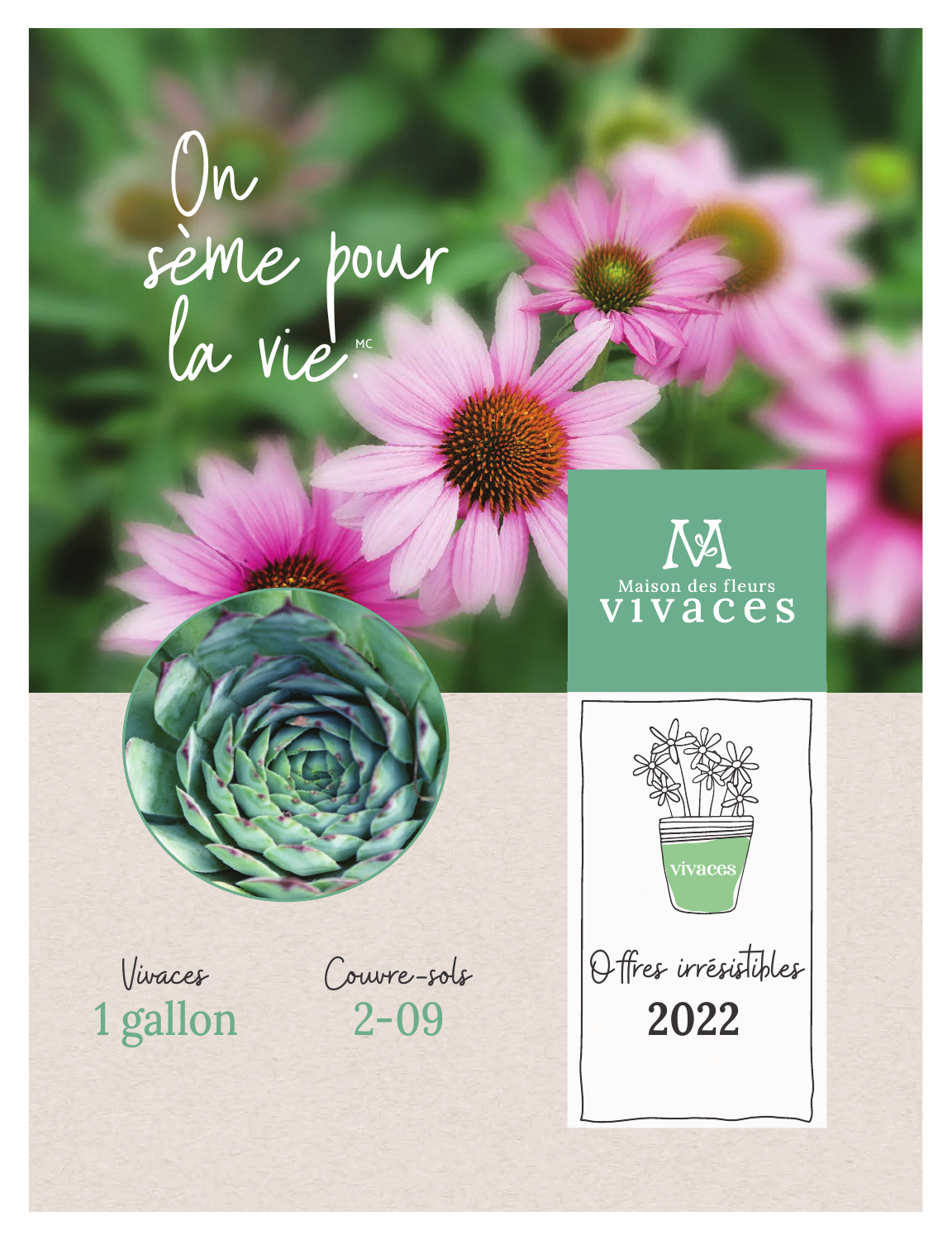On sème pour la vie.[MC]

Maison des fleurs

# vivaces

vivaces

Offres irrésistibles

**2022**

Vivaces

1 gallon

Couvre-sols

2-09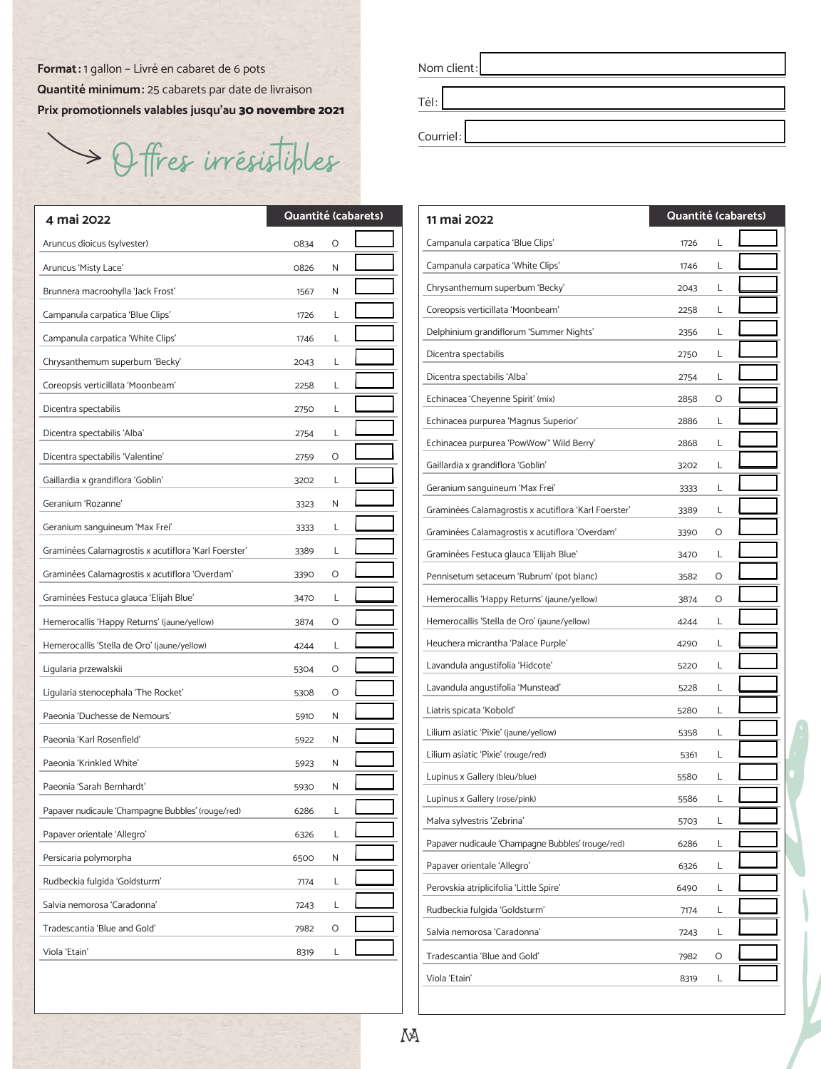**Format :** 1 gallon – Livré en cabaret de 6 pots

**Quantité minimum :** 25 cabarets par date de livraison

**Prix promotionnels valables jusqu'au 30 novembre 2021**

Offres irrésistibles

Nom client :

Tél :

Courriel :

| 4 mai 2022 | | | Quantité (cabarets) |
|---|---|---|---|
| Aruncus dioicus (sylvester) | 0834 | O | |
| Aruncus 'Misty Lace' | 0826 | N | |
| Brunnera macroohylla 'Jack Frost' | 1567 | N | |
| Campanula carpatica 'Blue Clips' | 1726 | L | |
| Campanula carpatica 'White Clips' | 1746 | L | |
| Chrysanthemum superbum 'Becky' | 2043 | L | |
| Coreopsis verticillata 'Moonbeam' | 2258 | L | |
| Dicentra spectabilis | 2750 | L | |
| Dicentra spectabilis 'Alba' | 2754 | L | |
| Dicentra spectabilis 'Valentine' | 2759 | O | |
| Gaillardia x grandiflora 'Goblin' | 3202 | L | |
| Geranium 'Rozanne' | 3323 | N | |
| Geranium sanguineum 'Max Frei' | 3333 | L | |
| Graminées Calamagrostis x acutiflora 'Karl Foerster' | 3389 | L | |
| Graminées Calamagrostis x acutiflora 'Overdam' | 3390 | O | |
| Graminées Festuca glauca 'Elijah Blue' | 3470 | L | |
| Hemerocallis 'Happy Returns' (jaune/yellow) | 3874 | O | |
| Hemerocallis 'Stella de Oro' (jaune/yellow) | 4244 | L | |
| Ligularia przewalskii | 5304 | O | |
| Ligularia stenocephala 'The Rocket' | 5308 | O | |
| Paeonia 'Duchesse de Nemours' | 5910 | N | |
| Paeonia 'Karl Rosenfield' | 5922 | N | |
| Paeonia 'Krinkled White' | 5923 | N | |
| Paeonia 'Sarah Bernhardt' | 5930 | N | |
| Papaver nudicaule 'Champagne Bubbles' (rouge/red) | 6286 | L | |
| Papaver orientale 'Allegro' | 6326 | L | |
| Persicaria polymorpha | 6500 | N | |
| Rudbeckia fulgida 'Goldsturm' | 7174 | L | |
| Salvia nemorosa 'Caradonna' | 7243 | L | |
| Tradescantia 'Blue and Gold' | 7982 | O | |
| Viola 'Etain' | 8319 | L | |

| 11 mai 2022 | | | Quantité (cabarets) |
|---|---|---|---|
| Campanula carpatica 'Blue Clips' | 1726 | L | |
| Campanula carpatica 'White Clips' | 1746 | L | |
| Chrysanthemum superbum 'Becky' | 2043 | L | |
| Coreopsis verticillata 'Moonbeam' | 2258 | L | |
| Delphinium grandiflorum 'Summer Nights' | 2356 | L | |
| Dicentra spectabilis | 2750 | L | |
| Dicentra spectabilis 'Alba' | 2754 | L | |
| Echinacea 'Cheyenne Spirit' (mix) | 2858 | O | |
| Echinacea purpurea 'Magnus Superior' | 2886 | L | |
| Echinacea purpurea 'PowWow™ Wild Berry' | 2868 | L | |
| Gaillardia x grandiflora 'Goblin' | 3202 | L | |
| Geranium sanguineum 'Max Frei' | 3333 | L | |
| Graminées Calamagrostis x acutiflora 'Karl Foerster' | 3389 | L | |
| Graminées Calamagrostis x acutiflora 'Overdam' | 3390 | O | |
| Graminées Festuca glauca 'Elijah Blue' | 3470 | L | |
| Pennisetum setaceum 'Rubrum' (pot blanc) | 3582 | O | |
| Hemerocallis 'Happy Returns' (jaune/yellow) | 3874 | O | |
| Hemerocallis 'Stella de Oro' (jaune/yellow) | 4244 | L | |
| Heuchera micrantha 'Palace Purple' | 4290 | L | |
| Lavandula angustifolia 'Hidcote' | 5220 | L | |
| Lavandula angustifolia 'Munstead' | 5228 | L | |
| Liatris spicata 'Kobold' | 5280 | L | |
| Lilium asiatic 'Pixie' (jaune/yellow) | 5358 | L | |
| Lilium asiatic 'Pixie' (rouge/red) | 5361 | L | |
| Lupinus x Gallery (bleu/blue) | 5580 | L | |
| Lupinus x Gallery (rose/pink) | 5586 | L | |
| Malva sylvestris 'Zebrina' | 5703 | L | |
| Papaver nudicaule 'Champagne Bubbles' (rouge/red) | 6286 | L | |
| Papaver orientale 'Allegro' | 6326 | L | |
| Perovskia atriplicifolia 'Little Spire' | 6490 | L | |
| Rudbeckia fulgida 'Goldsturm' | 7174 | L | |
| Salvia nemorosa 'Caradonna' | 7243 | L | |
| Tradescantia 'Blue and Gold' | 7982 | O | |
| Viola 'Etain' | 8319 | L | |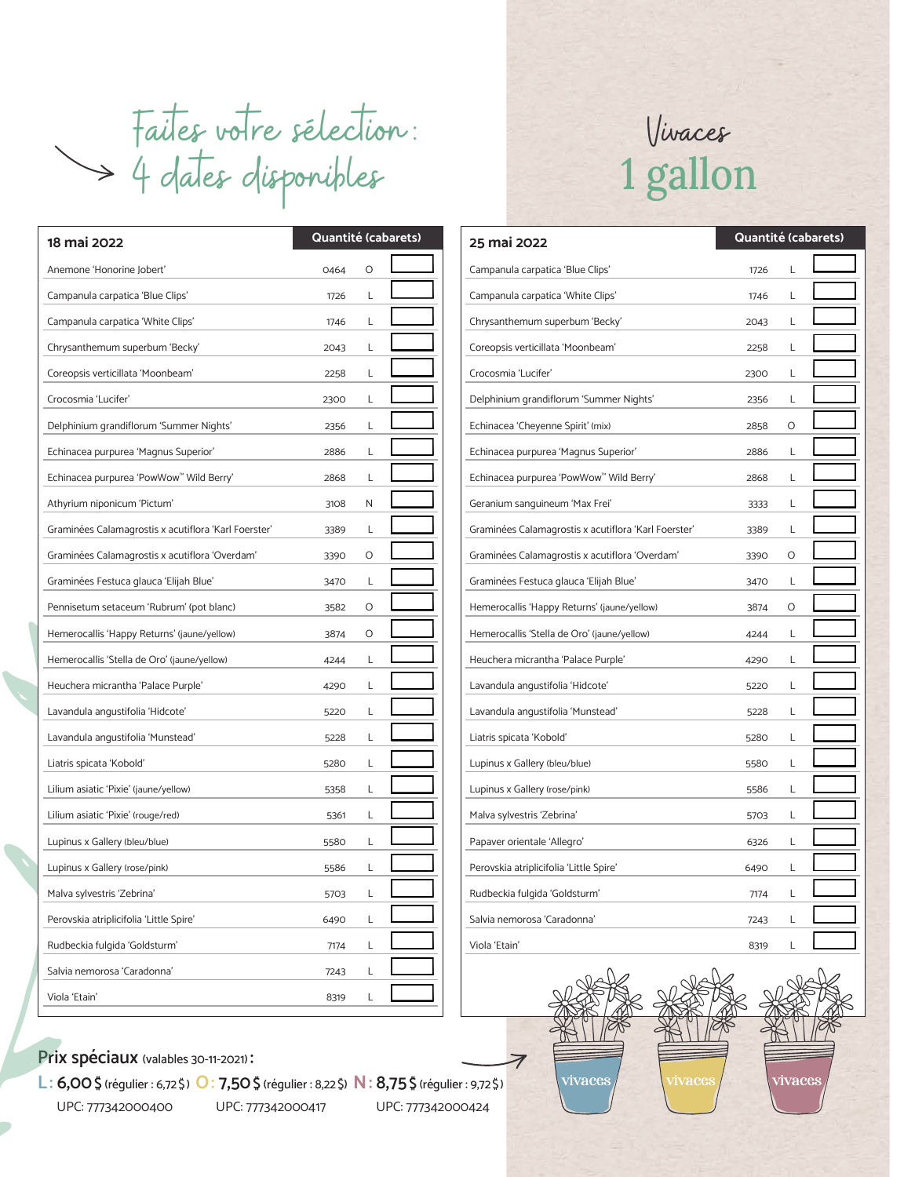Faites votre sélection :
4 dates disponibles

# Vivaces
## 1 gallon

| 18 mai 2022 | | | Quantité (cabarets) |
|---|---|---|---|
| Anemone 'Honorine Jobert' | 0464 | O | |
| Campanula carpatica 'Blue Clips' | 1726 | L | |
| Campanula carpatica 'White Clips' | 1746 | L | |
| Chrysanthemum superbum 'Becky' | 2043 | L | |
| Coreopsis verticillata 'Moonbeam' | 2258 | L | |
| Crocosmia 'Lucifer' | 2300 | L | |
| Delphinium grandiflorum 'Summer Nights' | 2356 | L | |
| Echinacea purpurea 'Magnus Superior' | 2886 | L | |
| Echinacea purpurea 'PowWow™ Wild Berry' | 2868 | L | |
| Athyrium niponicum 'Pictum' | 3108 | N | |
| Graminées Calamagrostis x acutiflora 'Karl Foerster' | 3389 | L | |
| Graminées Calamagrostis x acutiflora 'Overdam' | 3390 | O | |
| Graminées Festuca glauca 'Elijah Blue' | 3470 | L | |
| Pennisetum setaceum 'Rubrum' (pot blanc) | 3582 | O | |
| Hemerocallis 'Happy Returns' (jaune/yellow) | 3874 | O | |
| Hemerocallis 'Stella de Oro' (jaune/yellow) | 4244 | L | |
| Heuchera micrantha 'Palace Purple' | 4290 | L | |
| Lavandula angustifolia 'Hidcote' | 5220 | L | |
| Lavandula angustifolia 'Munstead' | 5228 | L | |
| Liatris spicata 'Kobold' | 5280 | L | |
| Lilium asiatic 'Pixie' (jaune/yellow) | 5358 | L | |
| Lilium asiatic 'Pixie' (rouge/red) | 5361 | L | |
| Lupinus x Gallery (bleu/blue) | 5580 | L | |
| Lupinus x Gallery (rose/pink) | 5586 | L | |
| Malva sylvestris 'Zebrina' | 5703 | L | |
| Perovskia atriplicifolia 'Little Spire' | 6490 | L | |
| Rudbeckia fulgida 'Goldsturm' | 7174 | L | |
| Salvia nemorosa 'Caradonna' | 7243 | L | |
| Viola 'Etain' | 8319 | L | |

| 25 mai 2022 | | | Quantité (cabarets) |
|---|---|---|---|
| Campanula carpatica 'Blue Clips' | 1726 | L | |
| Campanula carpatica 'White Clips' | 1746 | L | |
| Chrysanthemum superbum 'Becky' | 2043 | L | |
| Coreopsis verticillata 'Moonbeam' | 2258 | L | |
| Crocosmia 'Lucifer' | 2300 | L | |
| Delphinium grandiflorum 'Summer Nights' | 2356 | L | |
| Echinacea 'Cheyenne Spirit' (mix) | 2858 | O | |
| Echinacea purpurea 'Magnus Superior' | 2886 | L | |
| Echinacea purpurea 'PowWow™ Wild Berry' | 2868 | L | |
| Geranium sanguineum 'Max Frei' | 3333 | L | |
| Graminées Calamagrostis x acutiflora 'Karl Foerster' | 3389 | L | |
| Graminées Calamagrostis x acutiflora 'Overdam' | 3390 | O | |
| Graminées Festuca glauca 'Elijah Blue' | 3470 | L | |
| Hemerocallis 'Happy Returns' (jaune/yellow) | 3874 | O | |
| Hemerocallis 'Stella de Oro' (jaune/yellow) | 4244 | L | |
| Heuchera micrantha 'Palace Purple' | 4290 | L | |
| Lavandula angustifolia 'Hidcote' | 5220 | L | |
| Lavandula angustifolia 'Munstead' | 5228 | L | |
| Liatris spicata 'Kobold' | 5280 | L | |
| Lupinus x Gallery (bleu/blue) | 5580 | L | |
| Lupinus x Gallery (rose/pink) | 5586 | L | |
| Malva sylvestris 'Zebrina' | 5703 | L | |
| Papaver orientale 'Allegro' | 6326 | L | |
| Perovskia atriplicifolia 'Little Spire' | 6490 | L | |
| Rudbeckia fulgida 'Goldsturm' | 7174 | L | |
| Salvia nemorosa 'Caradonna' | 7243 | L | |
| Viola 'Etain' | 8319 | L | |

**Prix spéciaux** (valables 30-11-2021) **:**

**L : 6,00 $** (régulier : 6,72 $) **O : 7,50 $** (régulier : 8,22 $) **N : 8,75 $** (régulier : 9,72 $)

UPC: 777342000400 UPC: 777342000417 UPC: 777342000424

vivaces vivaces vivaces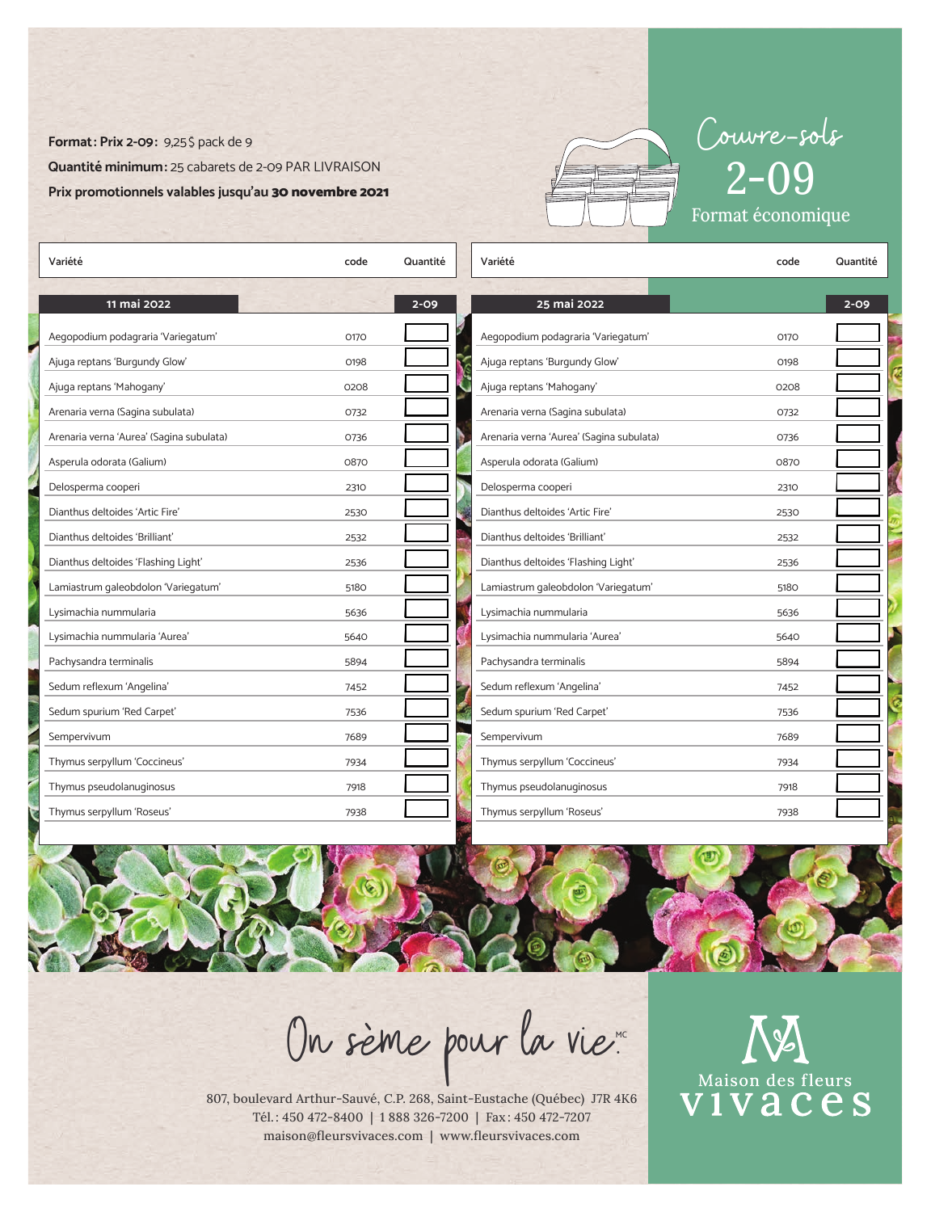# Couvre-sols 2-09

Format économique

**Format : Prix 2-09 :** 9,25 $ pack de 9

**Quantité minimum :** 25 cabarets de 2-09 PAR LIVRAISON

**Prix promotionnels valables jusqu'au 30 novembre 2021**

| Variété | code | Quantité |
|---|---|---|
| **11 mai 2022** | | **2-09** |
| Aegopodium podagraria 'Variegatum' | 0170 | |
| Ajuga reptans 'Burgundy Glow' | 0198 | |
| Ajuga reptans 'Mahogany' | 0208 | |
| Arenaria verna (Sagina subulata) | 0732 | |
| Arenaria verna 'Aurea' (Sagina subulata) | 0736 | |
| Asperula odorata (Galium) | 0870 | |
| Delosperma cooperi | 2310 | |
| Dianthus deltoides 'Artic Fire' | 2530 | |
| Dianthus deltoides 'Brilliant' | 2532 | |
| Dianthus deltoides 'Flashing Light' | 2536 | |
| Lamiastrum galeobdolon 'Variegatum' | 5180 | |
| Lysimachia nummularia | 5636 | |
| Lysimachia nummularia 'Aurea' | 5640 | |
| Pachysandra terminalis | 5894 | |
| Sedum reflexum 'Angelina' | 7452 | |
| Sedum spurium 'Red Carpet' | 7536 | |
| Sempervivum | 7689 | |
| Thymus serpyllum 'Coccineus' | 7934 | |
| Thymus pseudolanuginosus | 7918 | |
| Thymus serpyllum 'Roseus' | 7938 | |

| Variété | code | Quantité |
|---|---|---|
| **25 mai 2022** | | **2-09** |
| Aegopodium podagraria 'Variegatum' | 0170 | |
| Ajuga reptans 'Burgundy Glow' | 0198 | |
| Ajuga reptans 'Mahogany' | 0208 | |
| Arenaria verna (Sagina subulata) | 0732 | |
| Arenaria verna 'Aurea' (Sagina subulata) | 0736 | |
| Asperula odorata (Galium) | 0870 | |
| Delosperma cooperi | 2310 | |
| Dianthus deltoides 'Artic Fire' | 2530 | |
| Dianthus deltoides 'Brilliant' | 2532 | |
| Dianthus deltoides 'Flashing Light' | 2536 | |
| Lamiastrum galeobdolon 'Variegatum' | 5180 | |
| Lysimachia nummularia | 5636 | |
| Lysimachia nummularia 'Aurea' | 5640 | |
| Pachysandra terminalis | 5894 | |
| Sedum reflexum 'Angelina' | 7452 | |
| Sedum spurium 'Red Carpet' | 7536 | |
| Sempervivum | 7689 | |
| Thymus serpyllum 'Coccineus' | 7934 | |
| Thymus pseudolanuginosus | 7918 | |
| Thymus serpyllum 'Roseus' | 7938 | |

On sème pour la vie.MC

807, boulevard Arthur-Sauvé, C.P. 268, Saint-Eustache (Québec) J7R 4K6
Tél. : 450 472-8400 | 1 888 326-7200 | Fax : 450 472-7207
maison@fleursvivaces.com | www.fleursvivaces.com

Maison des fleurs vivaces